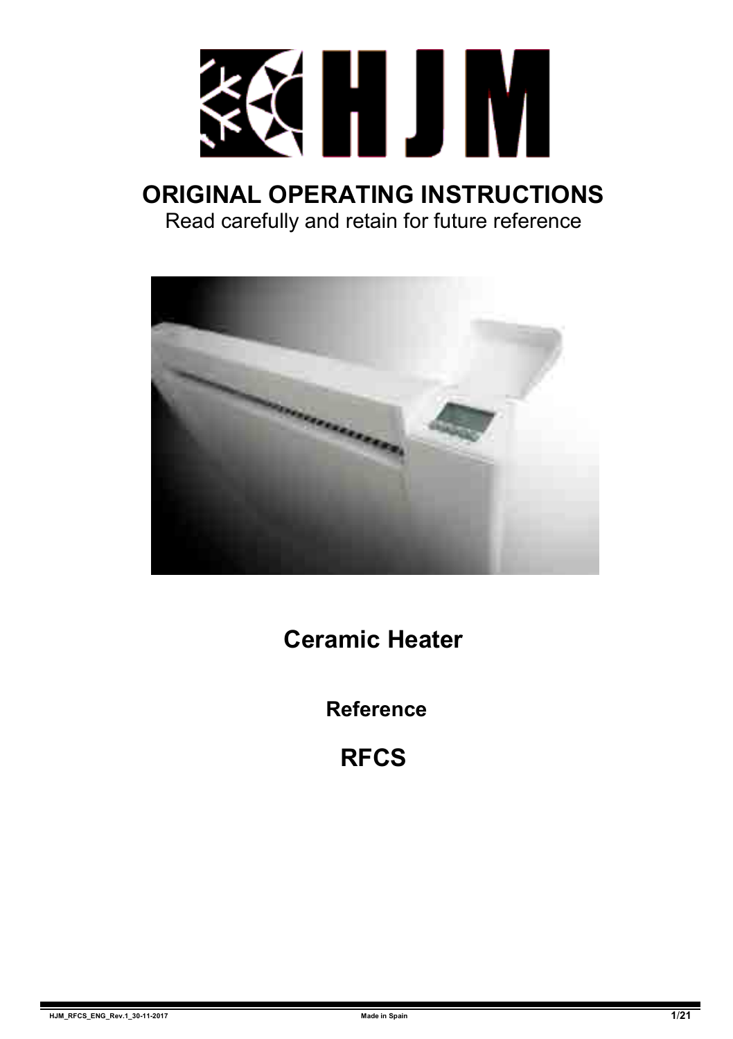# ORIGINAL OPERATING INSTRUCTIONS

Read carefully and retain for future reference

## Ceramic Heater

### Reference

## RFCS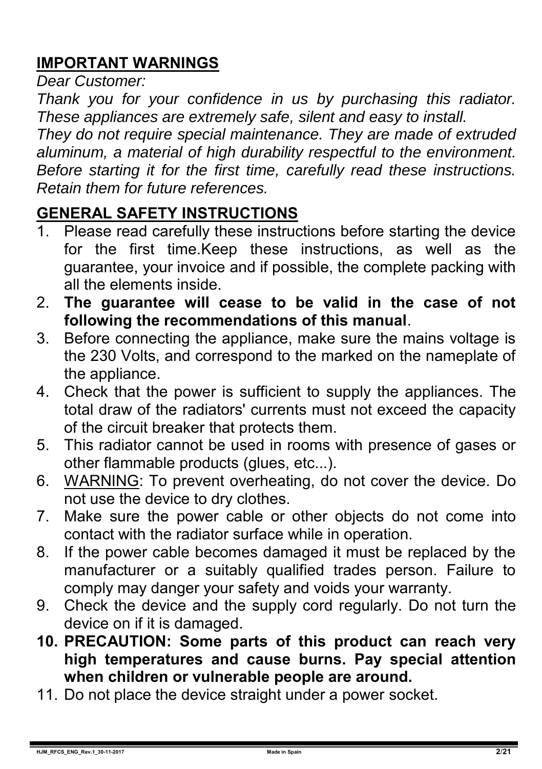## IMPORTANT WARNINGS

*Dear Customer:*

*Thank you for your confidence in us by purchasing this radiator. These appliances are extremely safe, silent and easy to install.*

*They do not require special maintenance. They are made of extruded aluminum, a material of high durability respectful to the environment. Before starting it for the first time, carefully read these instructions. Retain them for future references.*

## GENERAL SAFETY INSTRUCTIONS

1. Please read carefully these instructions before starting the device for the first time.Keep these instructions, as well as the guarantee, your invoice and if possible, the complete packing with all the elements inside.
2. **The guarantee will cease to be valid in the case of not following the recommendations of this manual**.
3. Before connecting the appliance, make sure the mains voltage is the 230 Volts, and correspond to the marked on the nameplate of the appliance.
4. Check that the power is sufficient to supply the appliances. The total draw of the radiators' currents must not exceed the capacity of the circuit breaker that protects them.
5. This radiator cannot be used in rooms with presence of gases or other flammable products (glues, etc...).
6. <u>WARNING</u>: To prevent overheating, do not cover the device. Do not use the device to dry clothes.
7. Make sure the power cable or other objects do not come into contact with the radiator surface while in operation.
8. If the power cable becomes damaged it must be replaced by the manufacturer or a suitably qualified trades person. Failure to comply may danger your safety and voids your warranty.
9. Check the device and the supply cord regularly. Do not turn the device on if it is damaged.
10. **PRECAUTION: Some parts of this product can reach very high temperatures and cause burns. Pay special attention when children or vulnerable people are around.**
11. Do not place the device straight under a power socket.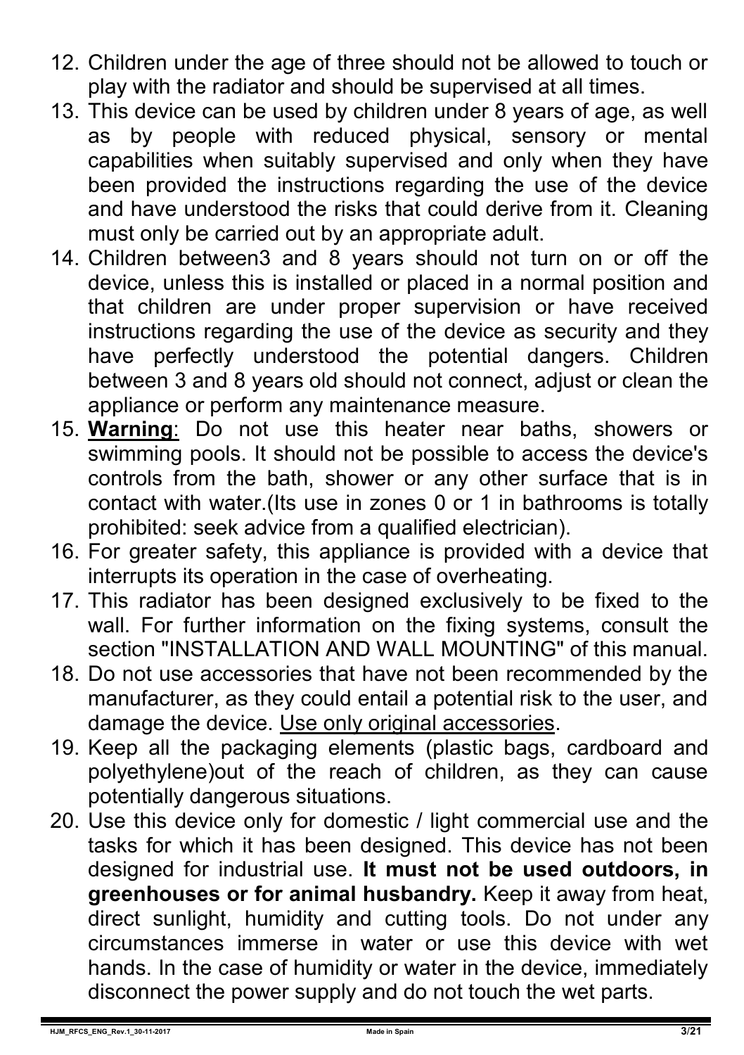12. Children under the age of three should not be allowed to touch or play with the radiator and should be supervised at all times.
13. This device can be used by children under 8 years of age, as well as by people with reduced physical, sensory or mental capabilities when suitably supervised and only when they have been provided the instructions regarding the use of the device and have understood the risks that could derive from it. Cleaning must only be carried out by an appropriate adult.
14. Children between3 and 8 years should not turn on or off the device, unless this is installed or placed in a normal position and that children are under proper supervision or have received instructions regarding the use of the device as security and they have perfectly understood the potential dangers. Children between 3 and 8 years old should not connect, adjust or clean the appliance or perform any maintenance measure.
15. **Warning**: Do not use this heater near baths, showers or swimming pools. It should not be possible to access the device's controls from the bath, shower or any other surface that is in contact with water.(Its use in zones 0 or 1 in bathrooms is totally prohibited: seek advice from a qualified electrician).
16. For greater safety, this appliance is provided with a device that interrupts its operation in the case of overheating.
17. This radiator has been designed exclusively to be fixed to the wall. For further information on the fixing systems, consult the section "INSTALLATION AND WALL MOUNTING" of this manual.
18. Do not use accessories that have not been recommended by the manufacturer, as they could entail a potential risk to the user, and damage the device. Use only original accessories.
19. Keep all the packaging elements (plastic bags, cardboard and polyethylene)out of the reach of children, as they can cause potentially dangerous situations.
20. Use this device only for domestic / light commercial use and the tasks for which it has been designed. This device has not been designed for industrial use. **It must not be used outdoors, in greenhouses or for animal husbandry.** Keep it away from heat, direct sunlight, humidity and cutting tools. Do not under any circumstances immerse in water or use this device with wet hands. In the case of humidity or water in the device, immediately disconnect the power supply and do not touch the wet parts.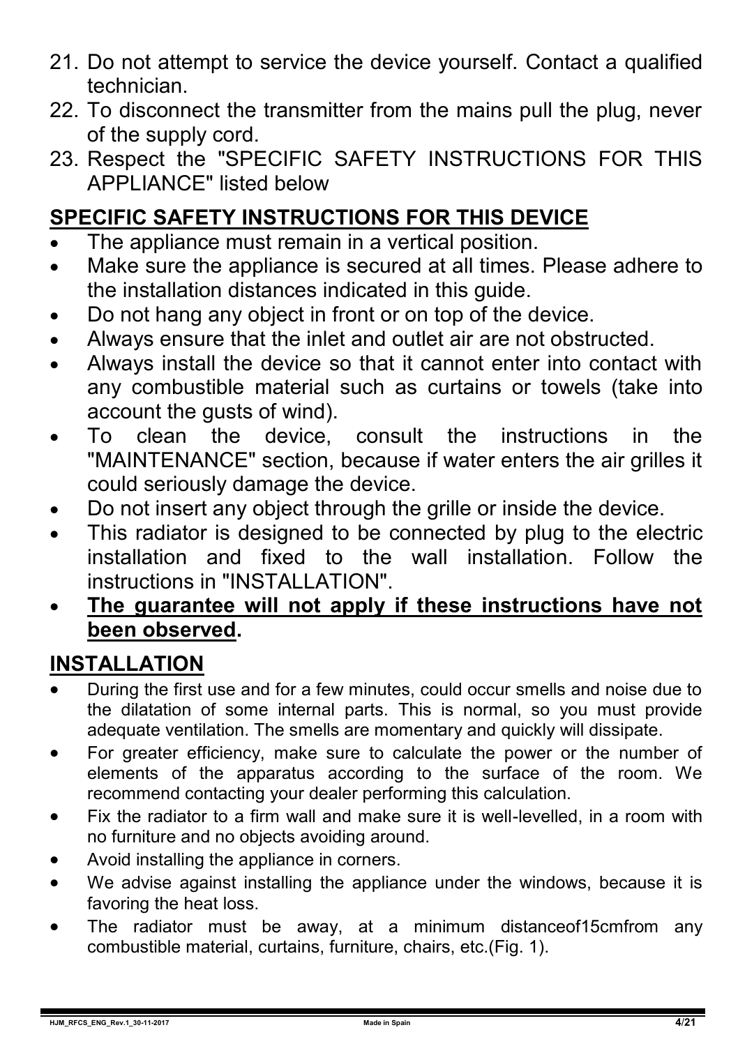21. Do not attempt to service the device yourself. Contact a qualified technician.
22. To disconnect the transmitter from the mains pull the plug, never of the supply cord.
23. Respect the "SPECIFIC SAFETY INSTRUCTIONS FOR THIS APPLIANCE" listed below

## SPECIFIC SAFETY INSTRUCTIONS FOR THIS DEVICE

- The appliance must remain in a vertical position.
- Make sure the appliance is secured at all times. Please adhere to the installation distances indicated in this guide.
- Do not hang any object in front or on top of the device.
- Always ensure that the inlet and outlet air are not obstructed.
- Always install the device so that it cannot enter into contact with any combustible material such as curtains or towels (take into account the gusts of wind).
- To clean the device, consult the instructions in the "MAINTENANCE" section, because if water enters the air grilles it could seriously damage the device.
- Do not insert any object through the grille or inside the device.
- This radiator is designed to be connected by plug to the electric installation and fixed to the wall installation. Follow the instructions in "INSTALLATION".
- **The guarantee will not apply if these instructions have not been observed.**

## INSTALLATION

- During the first use and for a few minutes, could occur smells and noise due to the dilatation of some internal parts. This is normal, so you must provide adequate ventilation. The smells are momentary and quickly will dissipate.
- For greater efficiency, make sure to calculate the power or the number of elements of the apparatus according to the surface of the room. We recommend contacting your dealer performing this calculation.
- Fix the radiator to a firm wall and make sure it is well-levelled, in a room with no furniture and no objects avoiding around.
- Avoid installing the appliance in corners.
- We advise against installing the appliance under the windows, because it is favoring the heat loss.
- The radiator must be away, at a minimum distanceof15cmfrom any combustible material, curtains, furniture, chairs, etc.(Fig. 1).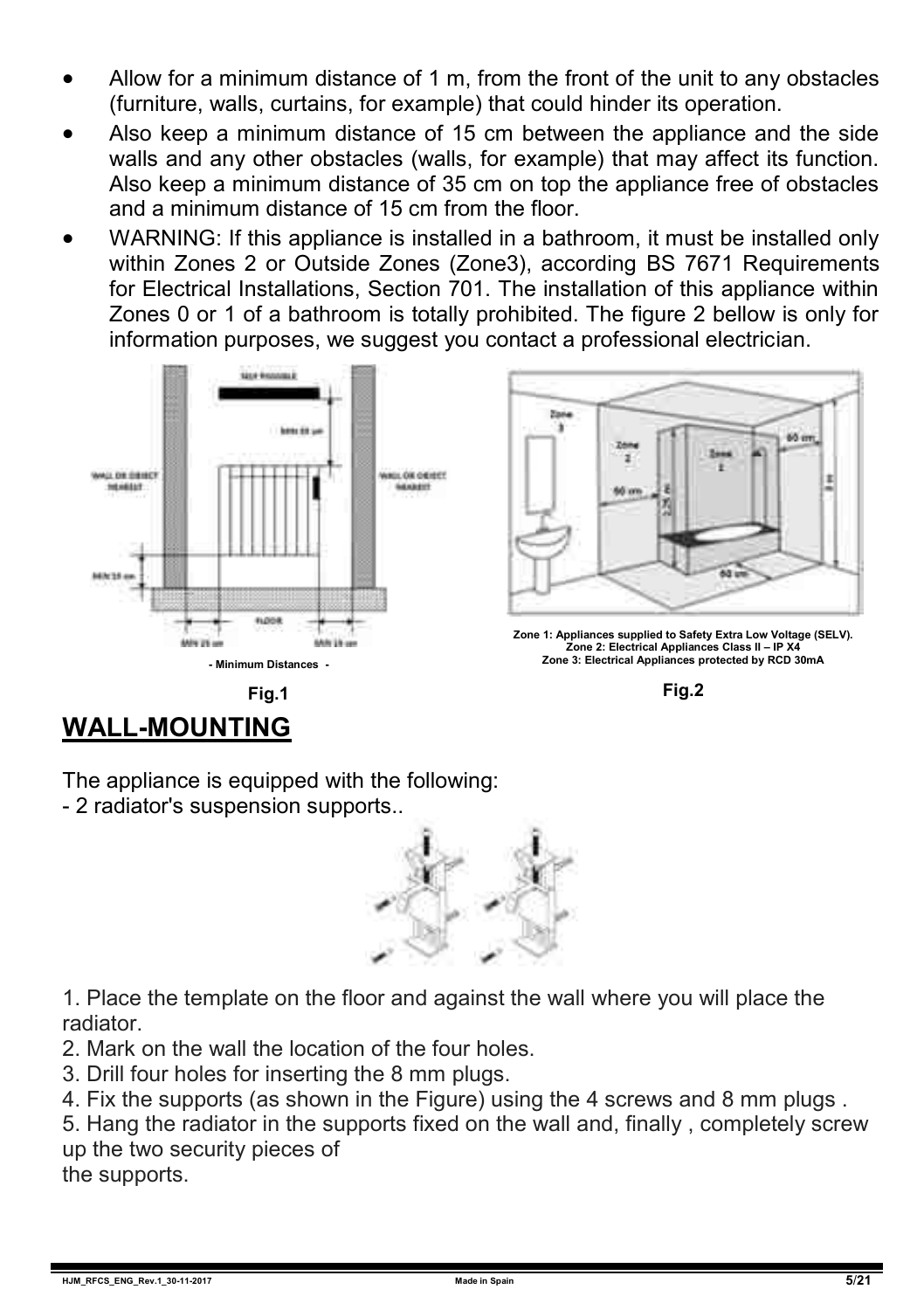- Allow for a minimum distance of 1 m, from the front of the unit to any obstacles (furniture, walls, curtains, for example) that could hinder its operation.
- Also keep a minimum distance of 15 cm between the appliance and the side walls and any other obstacles (walls, for example) that may affect its function. Also keep a minimum distance of 35 cm on top the appliance free of obstacles and a minimum distance of 15 cm from the floor.
- WARNING: If this appliance is installed in a bathroom, it must be installed only within Zones 2 or Outside Zones (Zone3), according BS 7671 Requirements for Electrical Installations, Section 701. The installation of this appliance within Zones 0 or 1 of a bathroom is totally prohibited. The figure 2 bellow is only for information purposes, we suggest you contact a professional electrician.

- Minimum Distances -

Fig.1

Zone 1: Appliances supplied to Safety Extra Low Voltage (SELV).
Zone 2: Electrical Appliances Class II – IP X4
Zone 3: Electrical Appliances protected by RCD 30mA

Fig.2

## WALL-MOUNTING

The appliance is equipped with the following:
- 2 radiator's suspension supports..

1. Place the template on the floor and against the wall where you will place the radiator.
2. Mark on the wall the location of the four holes.
3. Drill four holes for inserting the 8 mm plugs.
4. Fix the supports (as shown in the Figure) using the 4 screws and 8 mm plugs .
5. Hang the radiator in the supports fixed on the wall and, finally , completely screw up the two security pieces of the supports.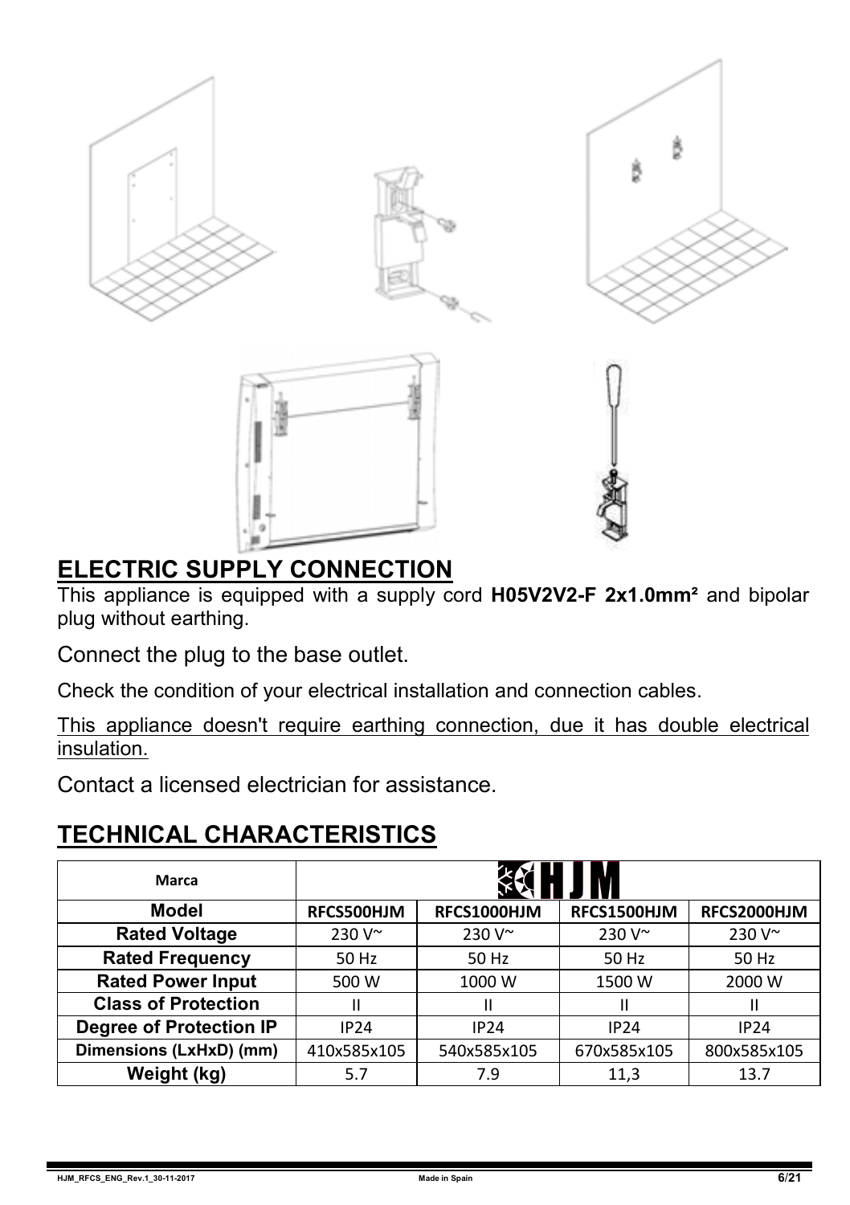## ELECTRIC SUPPLY CONNECTION

This appliance is equipped with a supply cord **H05V2V2-F 2x1.0mm²** and bipolar plug without earthing.

Connect the plug to the base outlet.

Check the condition of your electrical installation and connection cables.

This appliance doesn't require earthing connection, due it has double electrical insulation.

Contact a licensed electrician for assistance.

## TECHNICAL CHARACTERISTICS

| Marca | HJM | | | |
|---|---|---|---|---|
| **Model** | RFCS500HJM | RFCS1000HJM | RFCS1500HJM | RFCS2000HJM |
| **Rated Voltage** | 230 V~ | 230 V~ | 230 V~ | 230 V~ |
| **Rated Frequency** | 50 Hz | 50 Hz | 50 Hz | 50 Hz |
| **Rated Power Input** | 500 W | 1000 W | 1500 W | 2000 W |
| **Class of Protection** | II | II | II | II |
| **Degree of Protection IP** | IP24 | IP24 | IP24 | IP24 |
| **Dimensions (LxHxD) (mm)** | 410x585x105 | 540x585x105 | 670x585x105 | 800x585x105 |
| **Weight (kg)** | 5.7 | 7.9 | 11,3 | 13.7 |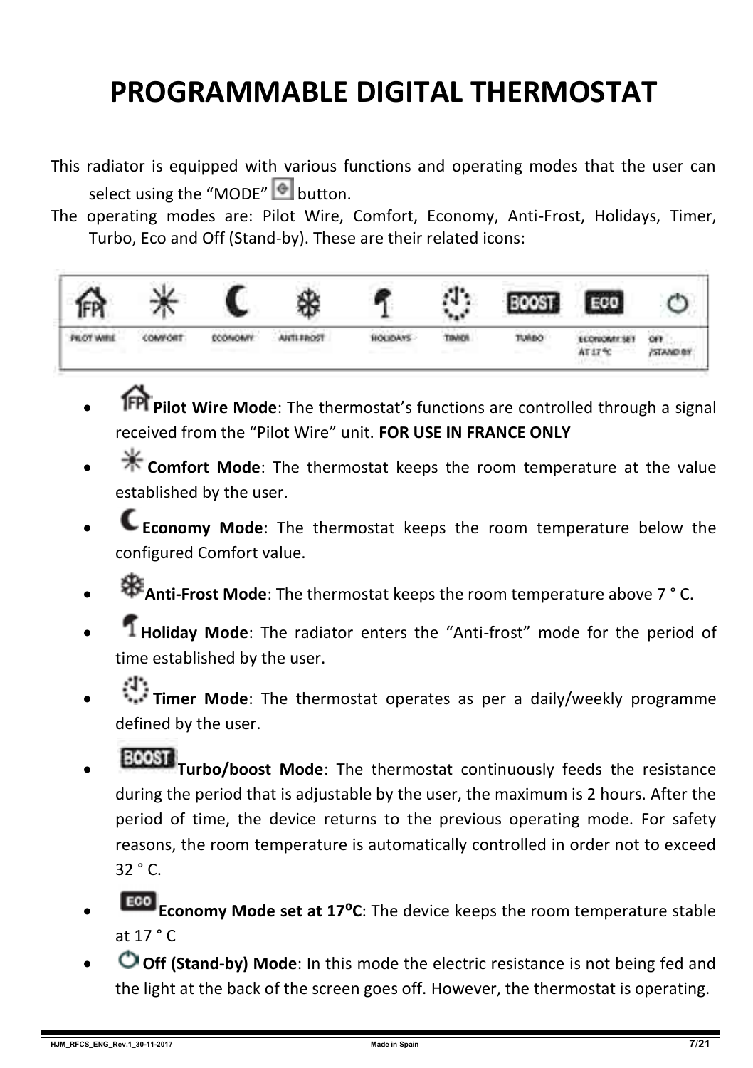# PROGRAMMABLE DIGITAL THERMOSTAT

This radiator is equipped with various functions and operating modes that the user can select using the "MODE" button.

The operating modes are: Pilot Wire, Comfort, Economy, Anti-Frost, Holidays, Timer, Turbo, Eco and Off (Stand-by). These are their related icons:

| PILOT WIRE | COMFORT | ECONOMY | ANTI-FROST | HOLIDAYS | TIMER | TURBO | ECONOMY SET AT 17 ºC | OFF /STAND BY |
|---|---|---|---|---|---|---|---|---|

- **Pilot Wire Mode**: The thermostat's functions are controlled through a signal received from the "Pilot Wire" unit. **FOR USE IN FRANCE ONLY**
- **Comfort Mode**: The thermostat keeps the room temperature at the value established by the user.
- **Economy Mode**: The thermostat keeps the room temperature below the configured Comfort value.
- **Anti-Frost Mode**: The thermostat keeps the room temperature above 7 ° C.
- **Holiday Mode**: The radiator enters the "Anti-frost" mode for the period of time established by the user.
- **Timer Mode**: The thermostat operates as per a daily/weekly programme defined by the user.
- **Turbo/boost Mode**: The thermostat continuously feeds the resistance during the period that is adjustable by the user, the maximum is 2 hours. After the period of time, the device returns to the previous operating mode. For safety reasons, the room temperature is automatically controlled in order not to exceed 32 ° C.
- **Economy Mode set at 17ºC**: The device keeps the room temperature stable at 17 ° C
- **Off (Stand-by) Mode**: In this mode the electric resistance is not being fed and the light at the back of the screen goes off. However, the thermostat is operating.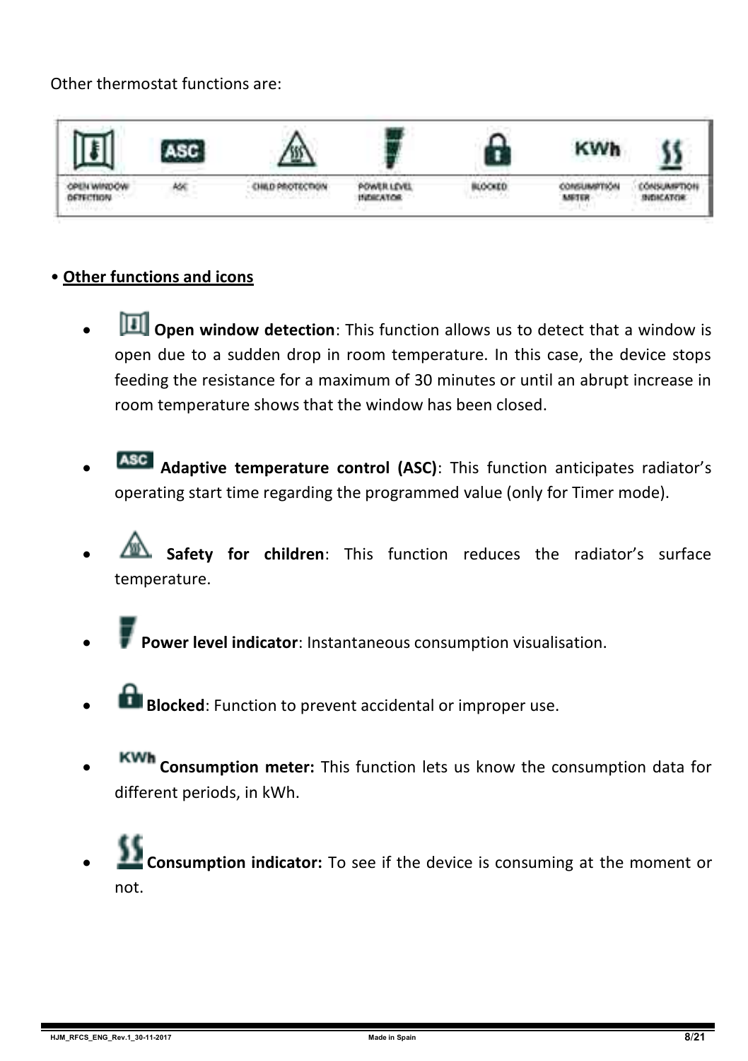Other thermostat functions are:

| OPEN WINDOW DETECTION | ASC | CHILD PROTECTION | POWER LEVEL INDICATOR | BLOCKED | CONSUMPTION METER | CONSUMPTION INDICATOR |
|---|---|---|---|---|---|---|

• **Other functions and icons**

- **Open window detection**: This function allows us to detect that a window is open due to a sudden drop in room temperature. In this case, the device stops feeding the resistance for a maximum of 30 minutes or until an abrupt increase in room temperature shows that the window has been closed.

- ASC **Adaptive temperature control (ASC)**: This function anticipates radiator's operating start time regarding the programmed value (only for Timer mode).

- **Safety for children**: This function reduces the radiator's surface temperature.

- **Power level indicator**: Instantaneous consumption visualisation.

- **Blocked**: Function to prevent accidental or improper use.

- KWh **Consumption meter:** This function lets us know the consumption data for different periods, in kWh.

- **Consumption indicator:** To see if the device is consuming at the moment or not.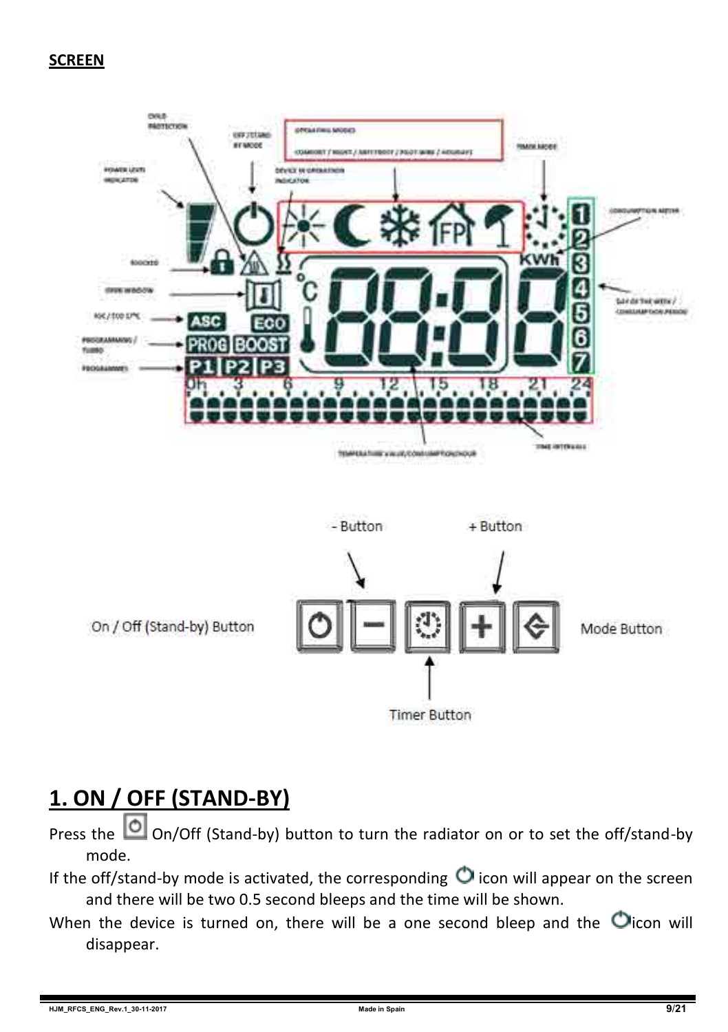**SCREEN**

- Button

+ Button

On / Off (Stand-by) Button

Mode Button

Timer Button

# 1. ON / OFF (STAND-BY)

Press the On/Off (Stand-by) button to turn the radiator on or to set the off/stand-by mode.

If the off/stand-by mode is activated, the corresponding icon will appear on the screen and there will be two 0.5 second bleeps and the time will be shown.

When the device is turned on, there will be a one second bleep and the icon will disappear.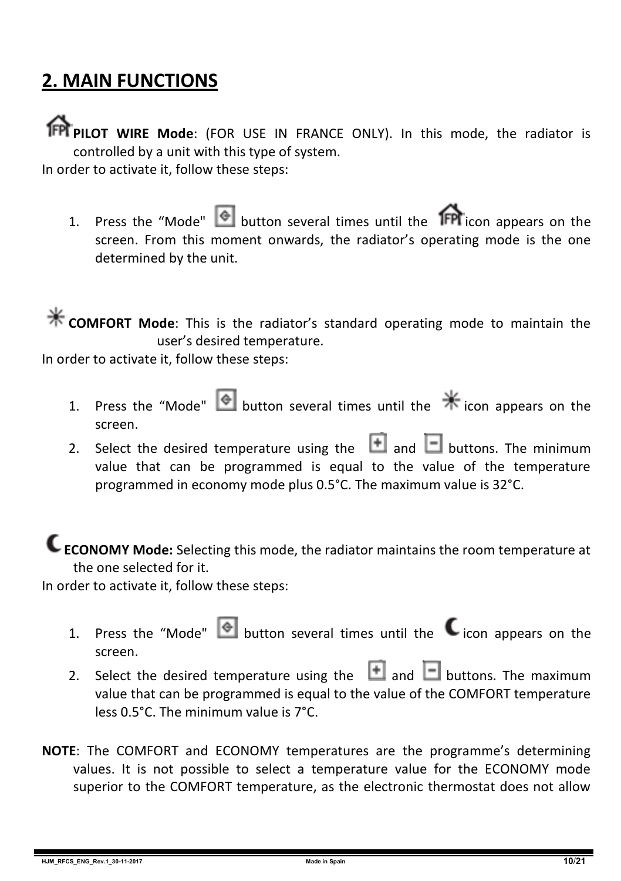## 2. MAIN FUNCTIONS

**PILOT WIRE Mode**: (FOR USE IN FRANCE ONLY). In this mode, the radiator is controlled by a unit with this type of system.

In order to activate it, follow these steps:

1. Press the “Mode" button several times until the icon appears on the screen. From this moment onwards, the radiator’s operating mode is the one determined by the unit.

**COMFORT Mode**: This is the radiator’s standard operating mode to maintain the user’s desired temperature.

In order to activate it, follow these steps:

1. Press the “Mode" button several times until the icon appears on the screen.
2. Select the desired temperature using the and buttons. The minimum value that can be programmed is equal to the value of the temperature programmed in economy mode plus 0.5°C. The maximum value is 32°C.

**ECONOMY Mode:** Selecting this mode, the radiator maintains the room temperature at the one selected for it.

In order to activate it, follow these steps:

1. Press the “Mode" button several times until the icon appears on the screen.
2. Select the desired temperature using the and buttons. The maximum value that can be programmed is equal to the value of the COMFORT temperature less 0.5°C. The minimum value is 7°C.

**NOTE**: The COMFORT and ECONOMY temperatures are the programme’s determining values. It is not possible to select a temperature value for the ECONOMY mode superior to the COMFORT temperature, as the electronic thermostat does not allow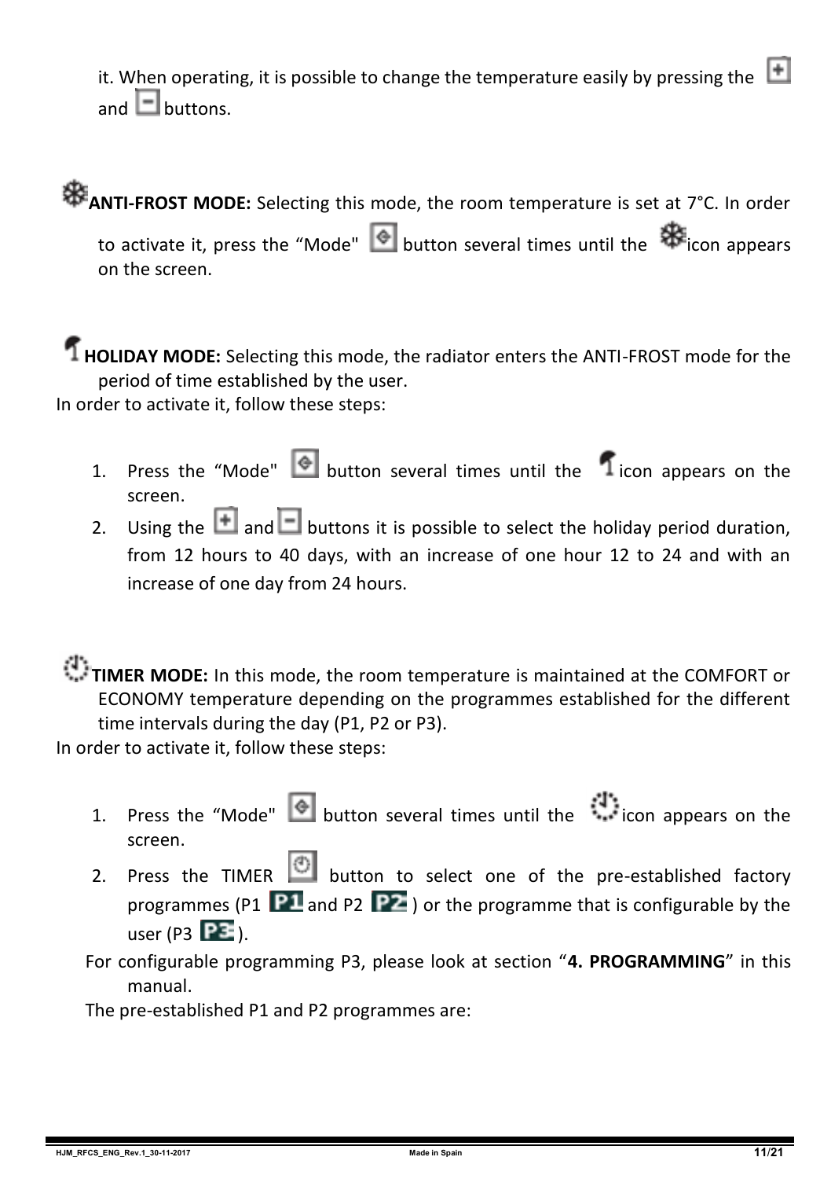it. When operating, it is possible to change the temperature easily by pressing the [+] and [-] buttons.

**ANTI-FROST MODE:** Selecting this mode, the room temperature is set at 7°C. In order to activate it, press the "Mode" button several times until the icon appears on the screen.

**HOLIDAY MODE:** Selecting this mode, the radiator enters the ANTI-FROST mode for the period of time established by the user.

In order to activate it, follow these steps:

1. Press the "Mode" button several times until the icon appears on the screen.
2. Using the [+] and [-] buttons it is possible to select the holiday period duration, from 12 hours to 40 days, with an increase of one hour 12 to 24 and with an increase of one day from 24 hours.

**TIMER MODE:** In this mode, the room temperature is maintained at the COMFORT or ECONOMY temperature depending on the programmes established for the different time intervals during the day (P1, P2 or P3).

In order to activate it, follow these steps:

1. Press the "Mode" button several times until the icon appears on the screen.
2. Press the TIMER button to select one of the pre-established factory programmes (P1 P1 and P2 P2) or the programme that is configurable by the user (P3 P3).

For configurable programming P3, please look at section "**4. PROGRAMMING**" in this manual.

The pre-established P1 and P2 programmes are: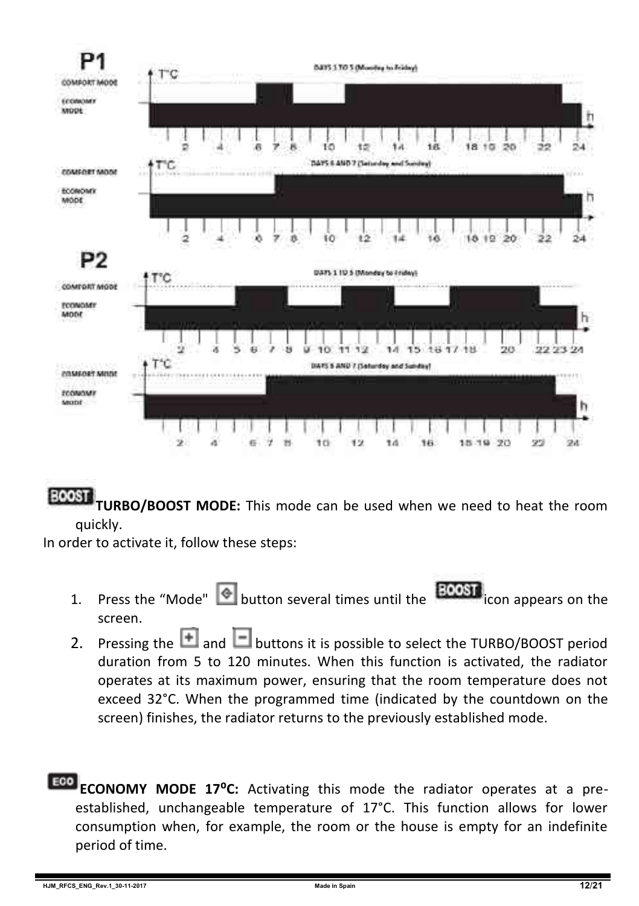# P1

COMFORT MODE

ECONOMY MODE

DAYS 1 TO 5 (Monday to Friday)

T°C

h

2 4 6 7 8 10 12 14 16 18 19 20 22 24

COMFORT MODE

ECONOMY MODE

DAYS 6 AND 7 (Saturday and Sunday)

T°C

h

2 4 6 7 8 10 12 14 16 18 19 20 22 24

# P2

COMFORT MODE

ECONOMY MODE

DAYS 1 TO 5 (Monday to Friday)

T°C

h

2 4 5 6 7 8 9 10 11 12 14 15 16 17 18 20 22 23 24

COMFORT MODE

ECONOMY MODE

DAYS 6 AND 7 (Saturday and Sunday)

T°C

h

2 4 6 7 8 10 12 14 16 18 19 20 22 24

BOOST **TURBO/BOOST MODE:** This mode can be used when we need to heat the room quickly.

In order to activate it, follow these steps:

1. Press the "Mode" button several times until the BOOST icon appears on the screen.
2. Pressing the + and − buttons it is possible to select the TURBO/BOOST period duration from 5 to 120 minutes. When this function is activated, the radiator operates at its maximum power, ensuring that the room temperature does not exceed 32°C. When the programmed time (indicated by the countdown on the screen) finishes, the radiator returns to the previously established mode.

ECO **ECONOMY MODE 17ºC:** Activating this mode the radiator operates at a pre-established, unchangeable temperature of 17°C. This function allows for lower consumption when, for example, the room or the house is empty for an indefinite period of time.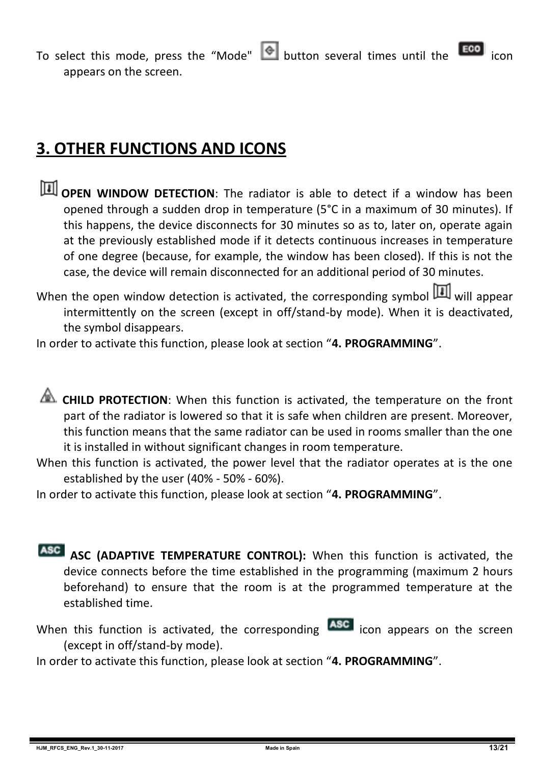To select this mode, press the "Mode" button several times until the ECO icon appears on the screen.

## 3. OTHER FUNCTIONS AND ICONS

**OPEN WINDOW DETECTION**: The radiator is able to detect if a window has been opened through a sudden drop in temperature (5°C in a maximum of 30 minutes). If this happens, the device disconnects for 30 minutes so as to, later on, operate again at the previously established mode if it detects continuous increases in temperature of one degree (because, for example, the window has been closed). If this is not the case, the device will remain disconnected for an additional period of 30 minutes.

When the open window detection is activated, the corresponding symbol will appear intermittently on the screen (except in off/stand-by mode). When it is deactivated, the symbol disappears.

In order to activate this function, please look at section "**4. PROGRAMMING**".

**CHILD PROTECTION**: When this function is activated, the temperature on the front part of the radiator is lowered so that it is safe when children are present. Moreover, this function means that the same radiator can be used in rooms smaller than the one it is installed in without significant changes in room temperature.

When this function is activated, the power level that the radiator operates at is the one established by the user (40% - 50% - 60%).

In order to activate this function, please look at section "**4. PROGRAMMING**".

ASC **ASC (ADAPTIVE TEMPERATURE CONTROL):** When this function is activated, the device connects before the time established in the programming (maximum 2 hours beforehand) to ensure that the room is at the programmed temperature at the established time.

When this function is activated, the corresponding ASC icon appears on the screen (except in off/stand-by mode).

In order to activate this function, please look at section "**4. PROGRAMMING**".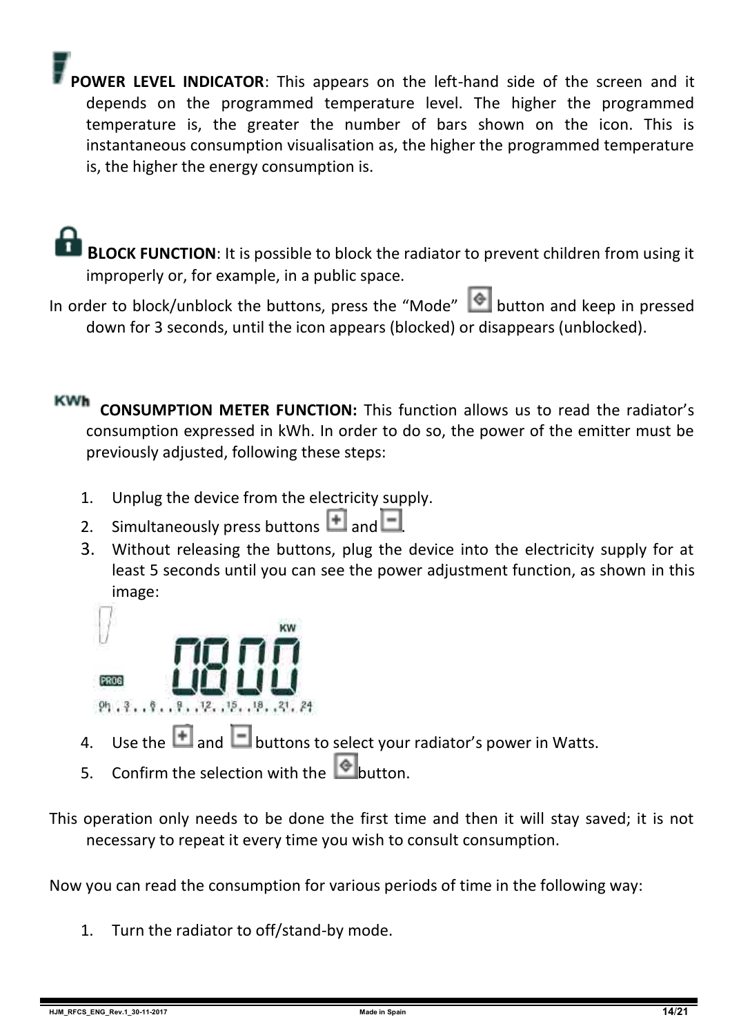**POWER LEVEL INDICATOR**: This appears on the left-hand side of the screen and it depends on the programmed temperature level. The higher the programmed temperature is, the greater the number of bars shown on the icon. This is instantaneous consumption visualisation as, the higher the programmed temperature is, the higher the energy consumption is.

**BLOCK FUNCTION**: It is possible to block the radiator to prevent children from using it improperly or, for example, in a public space.

In order to block/unblock the buttons, press the "Mode" button and keep in pressed down for 3 seconds, until the icon appears (blocked) or disappears (unblocked).

KWh **CONSUMPTION METER FUNCTION:** This function allows us to read the radiator's consumption expressed in kWh. In order to do so, the power of the emitter must be previously adjusted, following these steps:

1. Unplug the device from the electricity supply.
2. Simultaneously press buttons + and -.
3. Without releasing the buttons, plug the device into the electricity supply for at least 5 seconds until you can see the power adjustment function, as shown in this image:

KW
0800
PROG
0h . 3 . . 6 . . 9 . . 12 . . 15 . . 18 . . 21 . 24

4. Use the + and - buttons to select your radiator's power in Watts.
5. Confirm the selection with the button.

This operation only needs to be done the first time and then it will stay saved; it is not necessary to repeat it every time you wish to consult consumption.

Now you can read the consumption for various periods of time in the following way:

1. Turn the radiator to off/stand-by mode.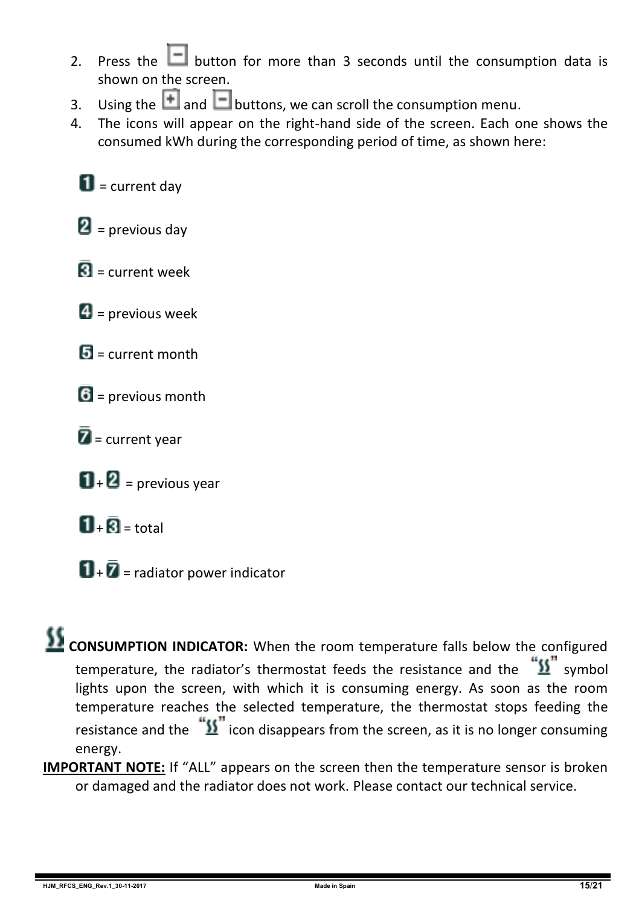2. Press the [−] button for more than 3 seconds until the consumption data is shown on the screen.
3. Using the [+] and [−] buttons, we can scroll the consumption menu.
4. The icons will appear on the right-hand side of the screen. Each one shows the consumed kWh during the corresponding period of time, as shown here:

- [1] = current day
- [2] = previous day
- [3] = current week
- [4] = previous week
- [5] = current month
- [6] = previous month
- [7] = current year
- [1]+[2] = previous year
- [1]+[3] = total
- [1]+[7] = radiator power indicator

**CONSUMPTION INDICATOR:** When the room temperature falls below the configured temperature, the radiator's thermostat feeds the resistance and the "ꟅꟅ" symbol lights upon the screen, with which it is consuming energy. As soon as the room temperature reaches the selected temperature, the thermostat stops feeding the resistance and the "ꟅꟅ" icon disappears from the screen, as it is no longer consuming energy.

**IMPORTANT NOTE:** If "ALL" appears on the screen then the temperature sensor is broken or damaged and the radiator does not work. Please contact our technical service.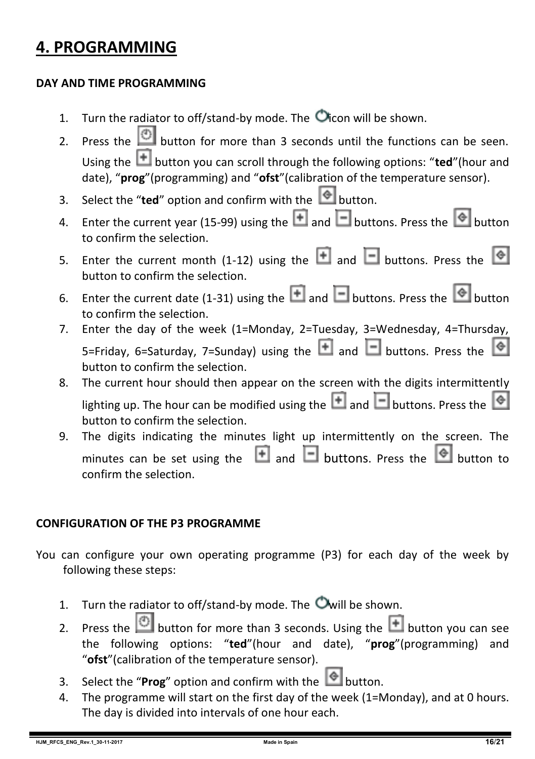# 4. PROGRAMMING

**DAY AND TIME PROGRAMMING**

1. Turn the radiator to off/stand-by mode. The icon will be shown.
2. Press the button for more than 3 seconds until the functions can be seen. Using the button you can scroll through the following options: "**ted**"(hour and date), "**prog**"(programming) and "**ofst**"(calibration of the temperature sensor).
3. Select the "**ted**" option and confirm with the button.
4. Enter the current year (15-99) using the and buttons. Press the button to confirm the selection.
5. Enter the current month (1-12) using the and buttons. Press the button to confirm the selection.
6. Enter the current date (1-31) using the and buttons. Press the button to confirm the selection.
7. Enter the day of the week (1=Monday, 2=Tuesday, 3=Wednesday, 4=Thursday, 5=Friday, 6=Saturday, 7=Sunday) using the and buttons. Press the button to confirm the selection.
8. The current hour should then appear on the screen with the digits intermittently lighting up. The hour can be modified using the and buttons. Press the button to confirm the selection.
9. The digits indicating the minutes light up intermittently on the screen. The minutes can be set using the and buttons. Press the button to confirm the selection.

**CONFIGURATION OF THE P3 PROGRAMME**

You can configure your own operating programme (P3) for each day of the week by following these steps:

1. Turn the radiator to off/stand-by mode. The will be shown.
2. Press the button for more than 3 seconds. Using the button you can see the following options: "**ted**"(hour and date), "**prog**"(programming) and "**ofst**"(calibration of the temperature sensor).
3. Select the "**Prog**" option and confirm with the button.
4. The programme will start on the first day of the week (1=Monday), and at 0 hours. The day is divided into intervals of one hour each.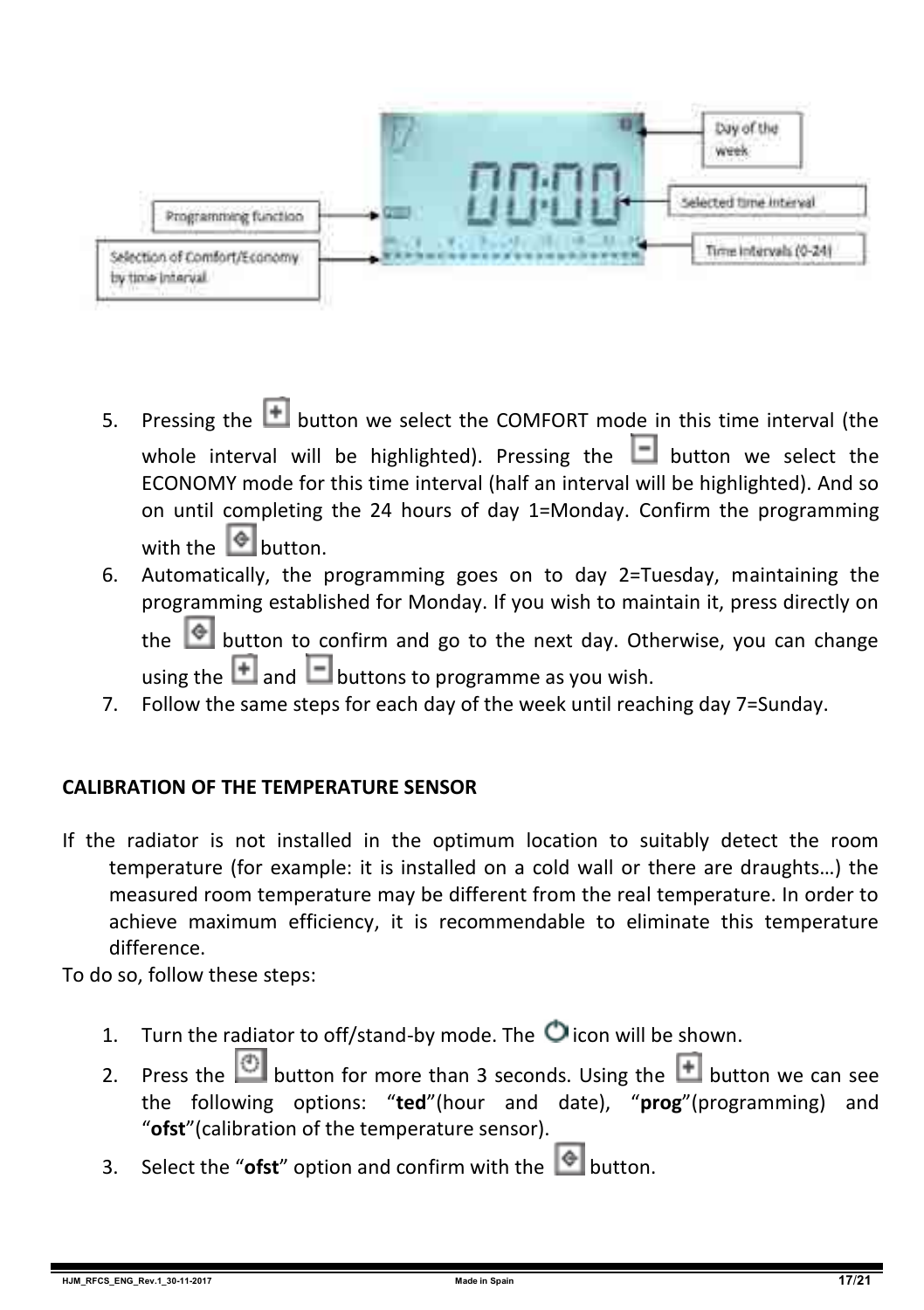5. Pressing the [+] button we select the COMFORT mode in this time interval (the whole interval will be highlighted). Pressing the [-] button we select the ECONOMY mode for this time interval (half an interval will be highlighted). And so on until completing the 24 hours of day 1=Monday. Confirm the programming with the [◈] button.
6. Automatically, the programming goes on to day 2=Tuesday, maintaining the programming established for Monday. If you wish to maintain it, press directly on the [◈] button to confirm and go to the next day. Otherwise, you can change using the [+] and [-] buttons to programme as you wish.
7. Follow the same steps for each day of the week until reaching day 7=Sunday.

**CALIBRATION OF THE TEMPERATURE SENSOR**

If the radiator is not installed in the optimum location to suitably detect the room temperature (for example: it is installed on a cold wall or there are draughts…) the measured room temperature may be different from the real temperature. In order to achieve maximum efficiency, it is recommendable to eliminate this temperature difference.

To do so, follow these steps:

1. Turn the radiator to off/stand-by mode. The ⏻ icon will be shown.
2. Press the [⏱] button for more than 3 seconds. Using the [+] button we can see the following options: "**ted**"(hour and date), "**prog**"(programming) and "**ofst**"(calibration of the temperature sensor).
3. Select the "**ofst**" option and confirm with the [◈] button.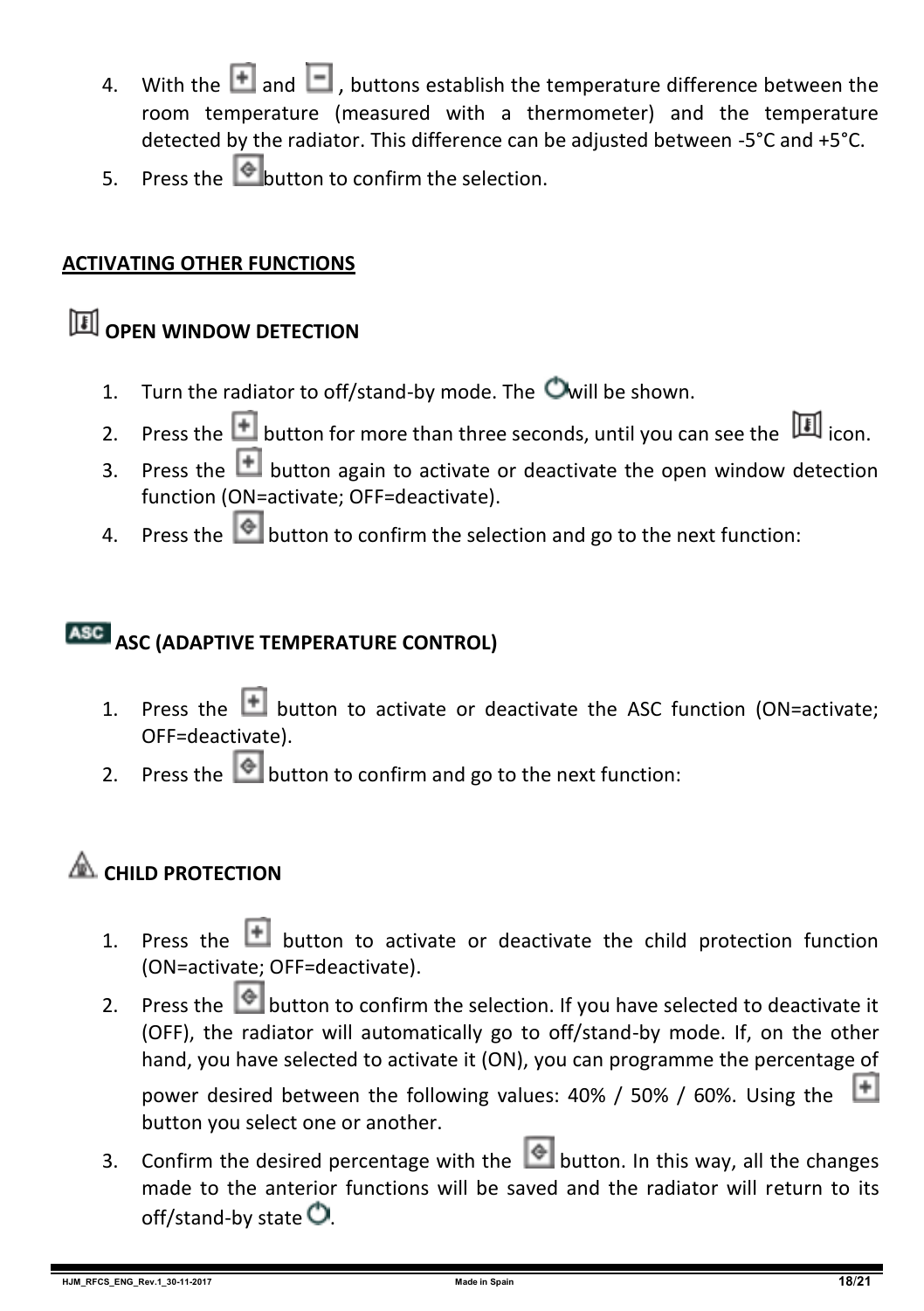4. With the  and  , buttons establish the temperature difference between the room temperature (measured with a thermometer) and the temperature detected by the radiator. This difference can be adjusted between -5°C and +5°C.
5. Press the  button to confirm the selection.

## ACTIVATING OTHER FUNCTIONS

### OPEN WINDOW DETECTION

1. Turn the radiator to off/stand-by mode. The  will be shown.
2. Press the  button for more than three seconds, until you can see the  icon.
3. Press the  button again to activate or deactivate the open window detection function (ON=activate; OFF=deactivate).
4. Press the  button to confirm the selection and go to the next function:

### ASC (ADAPTIVE TEMPERATURE CONTROL)

1. Press the  button to activate or deactivate the ASC function (ON=activate; OFF=deactivate).
2. Press the  button to confirm and go to the next function:

### CHILD PROTECTION

1. Press the  button to activate or deactivate the child protection function (ON=activate; OFF=deactivate).
2. Press the  button to confirm the selection. If you have selected to deactivate it (OFF), the radiator will automatically go to off/stand-by mode. If, on the other hand, you have selected to activate it (ON), you can programme the percentage of power desired between the following values: 40% / 50% / 60%. Using the  button you select one or another.
3. Confirm the desired percentage with the  button. In this way, all the changes made to the anterior functions will be saved and the radiator will return to its off/stand-by state .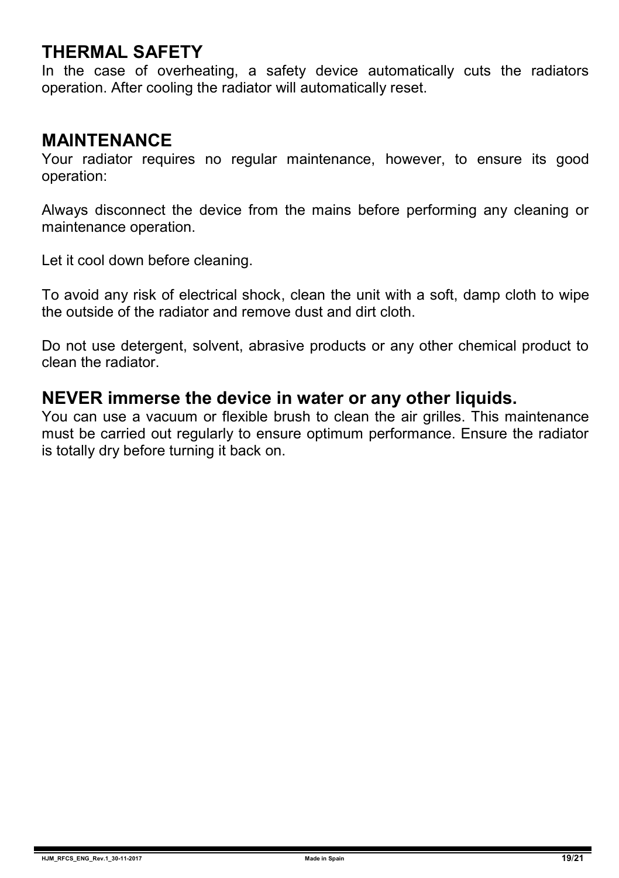## THERMAL SAFETY

In the case of overheating, a safety device automatically cuts the radiators operation. After cooling the radiator will automatically reset.

## MAINTENANCE

Your radiator requires no regular maintenance, however, to ensure its good operation:

Always disconnect the device from the mains before performing any cleaning or maintenance operation.

Let it cool down before cleaning.

To avoid any risk of electrical shock, clean the unit with a soft, damp cloth to wipe the outside of the radiator and remove dust and dirt cloth.

Do not use detergent, solvent, abrasive products or any other chemical product to clean the radiator.

## NEVER immerse the device in water or any other liquids.

You can use a vacuum or flexible brush to clean the air grilles. This maintenance must be carried out regularly to ensure optimum performance. Ensure the radiator is totally dry before turning it back on.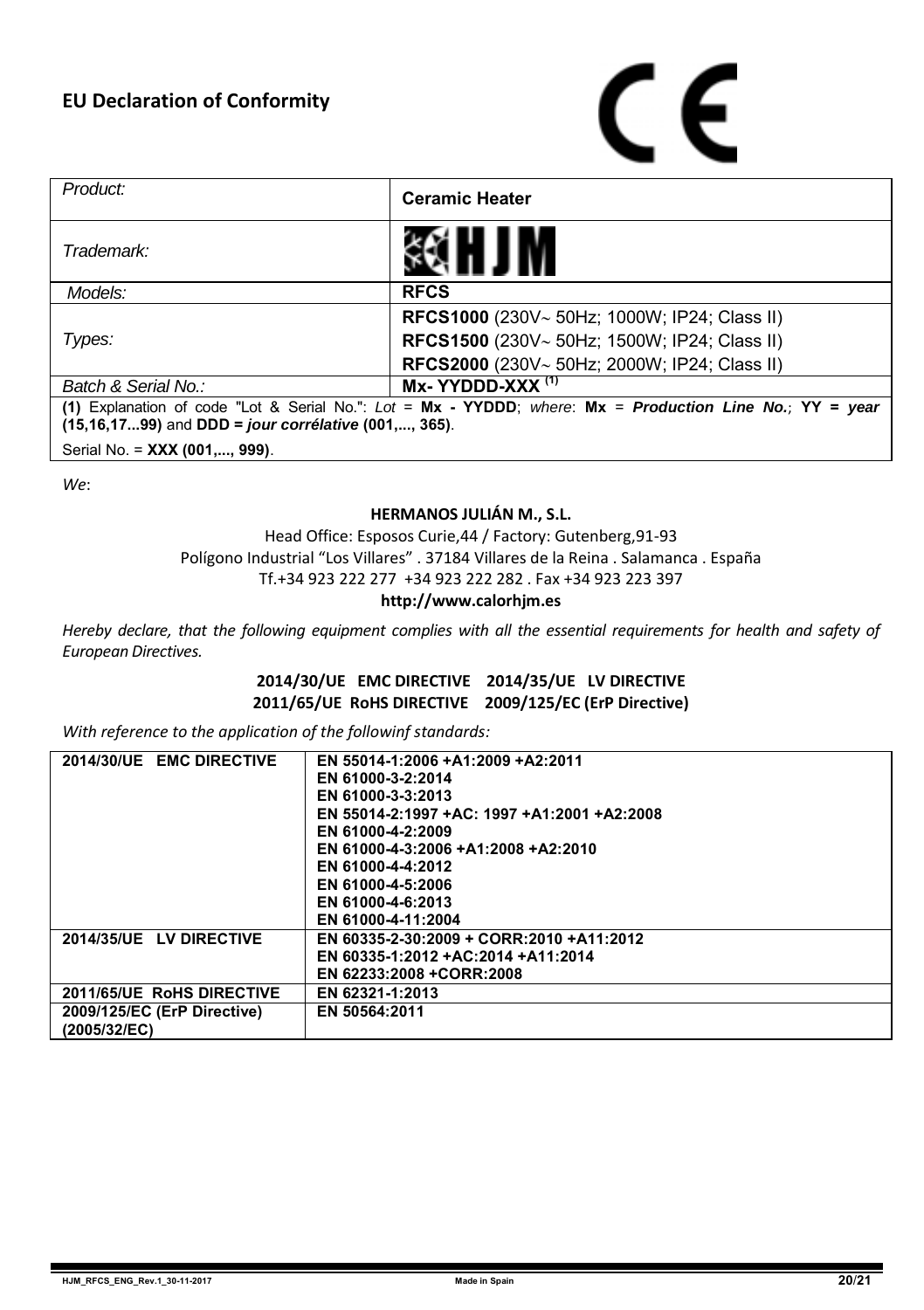# EU Declaration of Conformity

CE

| *Product:* | **Ceramic Heater** |
|---|---|
| *Trademark:* | HJM |
| *Models:* | **RFCS** |
| *Types:* | **RFCS1000** (230V~ 50Hz; 1000W; IP24; Class II)<br>**RFCS1500** (230V~ 50Hz; 1500W; IP24; Class II)<br>**RFCS2000** (230V~ 50Hz; 2000W; IP24; Class II) |
| *Batch & Serial No.:* | **Mx- YYDDD-XXX** [(1)] |
| **(1)** Explanation of code "Lot & Serial No.": *Lot* = **Mx - YYDDD**; *where*: **Mx** = ***Production Line No.***; **YY = *year* (15,16,17...99)** and **DDD = *jour corrélative* (001,..., 365)**.<br>Serial No. = **XXX (001,..., 999)**. | |

*We*:

**HERMANOS JULIÁN M., S.L.**

Head Office: Esposos Curie,44 / Factory: Gutenberg,91-93

Polígono Industrial "Los Villares" . 37184 Villares de la Reina . Salamanca . España

Tf.+34 923 222 277 +34 923 222 282 . Fax +34 923 223 397

**http://www.calorhjm.es**

*Hereby declare, that the following equipment complies with all the essential requirements for health and safety of European Directives.*

**2014/30/UE EMC DIRECTIVE 2014/35/UE LV DIRECTIVE**
**2011/65/UE RoHS DIRECTIVE 2009/125/EC (ErP Directive)**

*With reference to the application of the followinf standards:*

| Directive | Standards |
|---|---|
| **2014/30/UE EMC DIRECTIVE** | **EN 55014-1:2006 +A1:2009 +A2:2011**<br>**EN 61000-3-2:2014**<br>**EN 61000-3-3:2013**<br>**EN 55014-2:1997 +AC: 1997 +A1:2001 +A2:2008**<br>**EN 61000-4-2:2009**<br>**EN 61000-4-3:2006 +A1:2008 +A2:2010**<br>**EN 61000-4-4:2012**<br>**EN 61000-4-5:2006**<br>**EN 61000-4-6:2013**<br>**EN 61000-4-11:2004** |
| **2014/35/UE LV DIRECTIVE** | **EN 60335-2-30:2009 + CORR:2010 +A11:2012**<br>**EN 60335-1:2012 +AC:2014 +A11:2014**<br>**EN 62233:2008 +CORR:2008** |
| **2011/65/UE RoHS DIRECTIVE** | **EN 62321-1:2013** |
| **2009/125/EC (ErP Directive) (2005/32/EC)** | **EN 50564:2011** |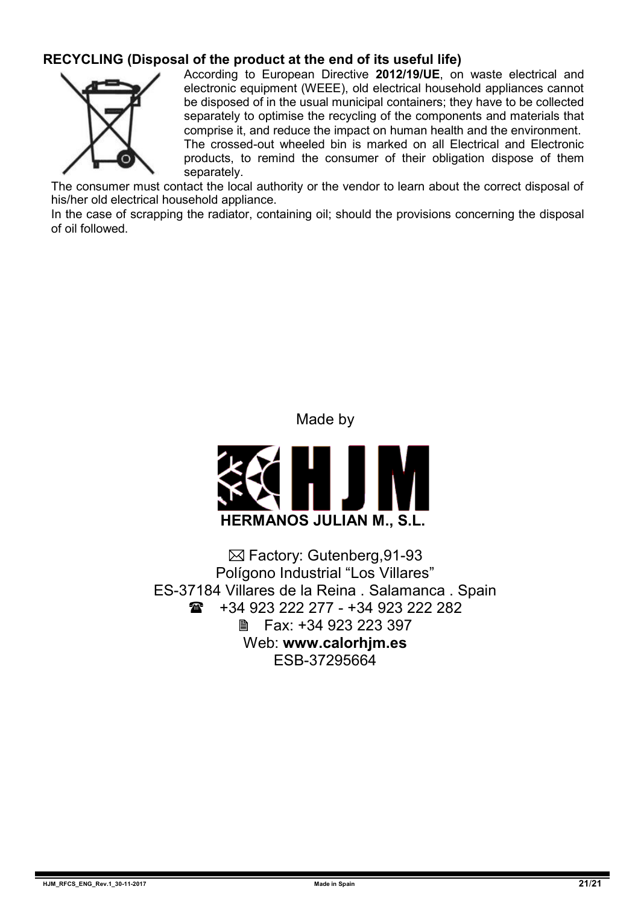## RECYCLING (Disposal of the product at the end of its useful life)

According to European Directive **2012/19/UE**, on waste electrical and electronic equipment (WEEE), old electrical household appliances cannot be disposed of in the usual municipal containers; they have to be collected separately to optimise the recycling of the components and materials that comprise it, and reduce the impact on human health and the environment.
The crossed-out wheeled bin is marked on all Electrical and Electronic products, to remind the consumer of their obligation dispose of them separately.
The consumer must contact the local authority or the vendor to learn about the correct disposal of his/her old electrical household appliance.
In the case of scrapping the radiator, containing oil; should the provisions concerning the disposal of oil followed.

Made by

**HERMANOS JULIAN M., S.L.**

Factory: Gutenberg,91-93
Polígono Industrial "Los Villares"
ES-37184 Villares de la Reina . Salamanca . Spain
+34 923 222 277 - +34 923 222 282
Fax: +34 923 223 397
Web: **www.calorhjm.es**
ESB-37295664